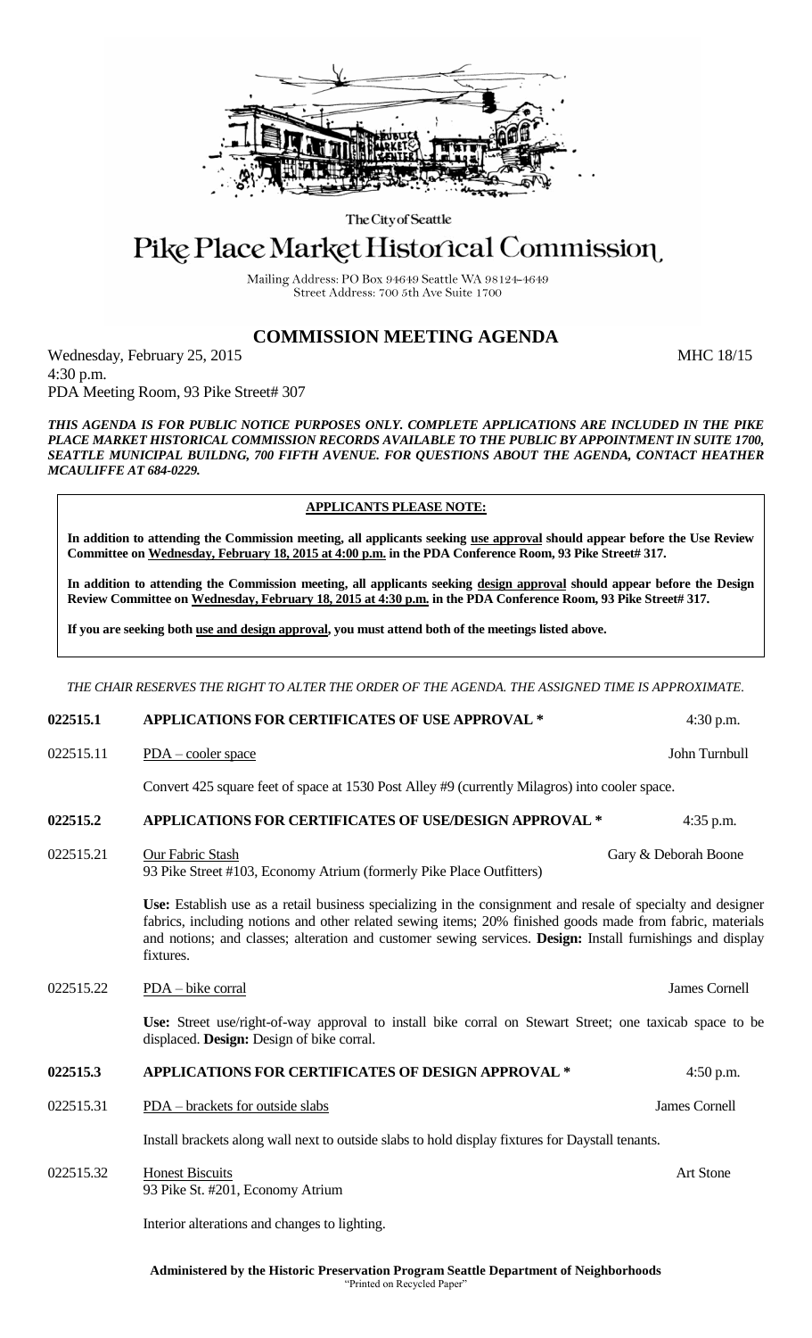The City of Seattle

# Pike Place Market Historical Commission

Mailing Address: PO Box 94649 Seattle WA 98124-4649
Street Address: 700 5th Ave Suite 1700

## COMMISSION MEETING AGENDA

Wednesday, February 25, 2015 MHC 18/15
4:30 p.m.
PDA Meeting Room, 93 Pike Street# 307

***THIS AGENDA IS FOR PUBLIC NOTICE PURPOSES ONLY. COMPLETE APPLICATIONS ARE INCLUDED IN THE PIKE PLACE MARKET HISTORICAL COMMISSION RECORDS AVAILABLE TO THE PUBLIC BY APPOINTMENT IN SUITE 1700, SEATTLE MUNICIPAL BUILDNG, 700 FIFTH AVENUE. FOR QUESTIONS ABOUT THE AGENDA, CONTACT HEATHER MCAULIFFE AT 684-0229.***

**APPLICANTS PLEASE NOTE:**

**In addition to attending the Commission meeting, all applicants seeking use approval should appear before the Use Review Committee on Wednesday, February 18, 2015 at 4:00 p.m. in the PDA Conference Room, 93 Pike Street# 317.**

**In addition to attending the Commission meeting, all applicants seeking design approval should appear before the Design Review Committee on Wednesday, February 18, 2015 at 4:30 p.m. in the PDA Conference Room, 93 Pike Street# 317.**

**If you are seeking both use and design approval, you must attend both of the meetings listed above.**

*THE CHAIR RESERVES THE RIGHT TO ALTER THE ORDER OF THE AGENDA. THE ASSIGNED TIME IS APPROXIMATE.*

**022515.1 APPLICATIONS FOR CERTIFICATES OF USE APPROVAL \*** 4:30 p.m.

022515.11 PDA – cooler space — John Turnbull

Convert 425 square feet of space at 1530 Post Alley #9 (currently Milagros) into cooler space.

**022515.2 APPLICATIONS FOR CERTIFICATES OF USE/DESIGN APPROVAL \*** 4:35 p.m.

022515.21 Our Fabric Stash — Gary & Deborah Boone
93 Pike Street #103, Economy Atrium (formerly Pike Place Outfitters)

**Use:** Establish use as a retail business specializing in the consignment and resale of specialty and designer fabrics, including notions and other related sewing items; 20% finished goods made from fabric, materials and notions; and classes; alteration and customer sewing services. **Design:** Install furnishings and display fixtures.

022515.22 PDA – bike corral — James Cornell

**Use:** Street use/right-of-way approval to install bike corral on Stewart Street; one taxicab space to be displaced. **Design:** Design of bike corral.

**022515.3 APPLICATIONS FOR CERTIFICATES OF DESIGN APPROVAL \*** 4:50 p.m.

022515.31 PDA – brackets for outside slabs — James Cornell

Install brackets along wall next to outside slabs to hold display fixtures for Daystall tenants.

022515.32 Honest Biscuits — Art Stone
93 Pike St. #201, Economy Atrium

Interior alterations and changes to lighting.

**Administered by the Historic Preservation Program Seattle Department of Neighborhoods**
"Printed on Recycled Paper"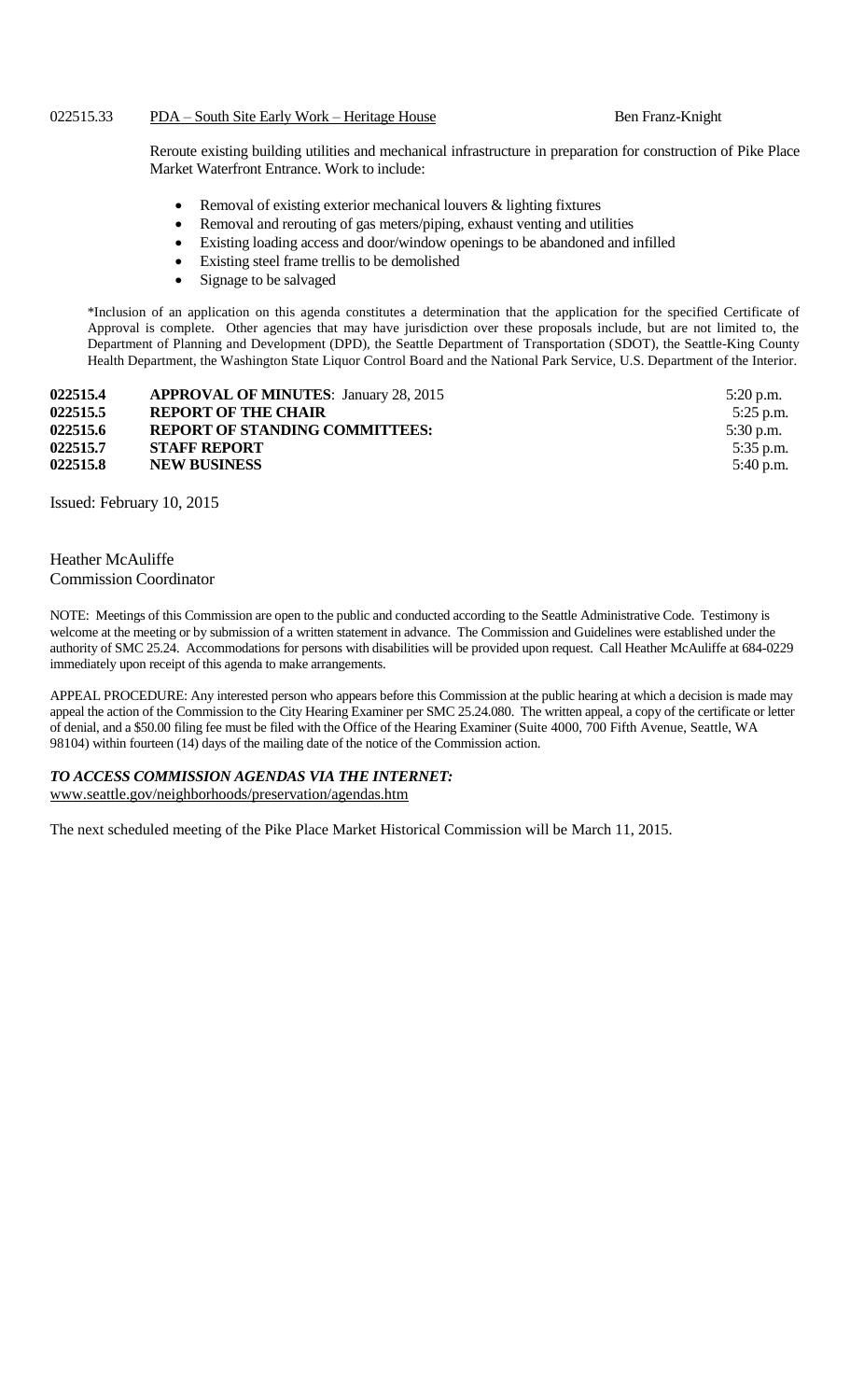022515.33 PDA – South Site Early Work – Heritage House Ben Franz-Knight

Reroute existing building utilities and mechanical infrastructure in preparation for construction of Pike Place Market Waterfront Entrance. Work to include:

- Removal of existing exterior mechanical louvers & lighting fixtures
- Removal and rerouting of gas meters/piping, exhaust venting and utilities
- Existing loading access and door/window openings to be abandoned and infilled
- Existing steel frame trellis to be demolished
- Signage to be salvaged

*Inclusion of an application on this agenda constitutes a determination that the application for the specified Certificate of Approval is complete. Other agencies that may have jurisdiction over these proposals include, but are not limited to, the Department of Planning and Development (DPD), the Seattle Department of Transportation (SDOT), the Seattle-King County Health Department, the Washington State Liquor Control Board and the National Park Service, U.S. Department of the Interior.

| | | |
|---|---|---|
| **022515.4** | **APPROVAL OF MINUTES**: January 28, 2015 | 5:20 p.m. |
| **022515.5** | **REPORT OF THE CHAIR** | 5:25 p.m. |
| **022515.6** | **REPORT OF STANDING COMMITTEES:** | 5:30 p.m. |
| **022515.7** | **STAFF REPORT** | 5:35 p.m. |
| **022515.8** | **NEW BUSINESS** | 5:40 p.m. |

Issued: February 10, 2015

Heather McAuliffe
Commission Coordinator

NOTE: Meetings of this Commission are open to the public and conducted according to the Seattle Administrative Code. Testimony is welcome at the meeting or by submission of a written statement in advance. The Commission and Guidelines were established under the authority of SMC 25.24. Accommodations for persons with disabilities will be provided upon request. Call Heather McAuliffe at 684-0229 immediately upon receipt of this agenda to make arrangements.

APPEAL PROCEDURE: Any interested person who appears before this Commission at the public hearing at which a decision is made may appeal the action of the Commission to the City Hearing Examiner per SMC 25.24.080. The written appeal, a copy of the certificate or letter of denial, and a $50.00 filing fee must be filed with the Office of the Hearing Examiner (Suite 4000, 700 Fifth Avenue, Seattle, WA 98104) within fourteen (14) days of the mailing date of the notice of the Commission action.

***TO ACCESS COMMISSION AGENDAS VIA THE INTERNET:***
www.seattle.gov/neighborhoods/preservation/agendas.htm

The next scheduled meeting of the Pike Place Market Historical Commission will be March 11, 2015.